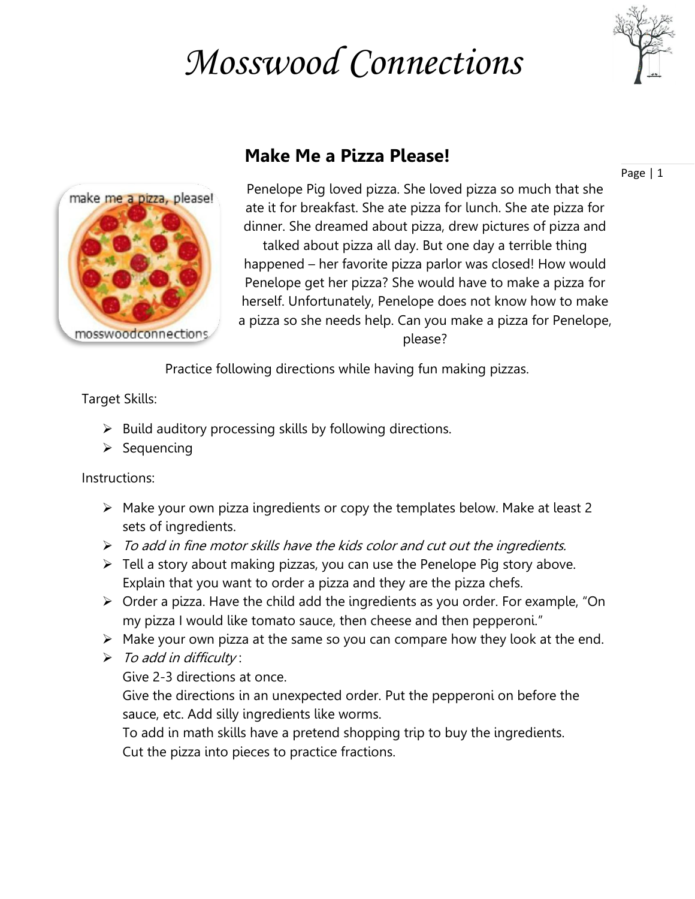# Mosswood Connections

## Make Me a Pizza Please!

Penelope Pig loved pizza. She loved pizza so much that she ate it for breakfast. She ate pizza for lunch. She ate pizza for dinner. She dreamed about pizza, drew pictures of pizza and talked about pizza all day. But one day a terrible thing happened – her favorite pizza parlor was closed! How would Penelope get her pizza? She would have to make a pizza for herself. Unfortunately, Penelope does not know how to make a pizza so she needs help. Can you make a pizza for Penelope, please?

Practice following directions while having fun making pizzas.

Target Skills:

- Build auditory processing skills by following directions.
- Sequencing

Instructions:

- Make your own pizza ingredients or copy the templates below. Make at least 2 sets of ingredients.
- *To add in fine motor skills have the kids color and cut out the ingredients.*
- Tell a story about making pizzas, you can use the Penelope Pig story above. Explain that you want to order a pizza and they are the pizza chefs.
- Order a pizza. Have the child add the ingredients as you order. For example, "On my pizza I would like tomato sauce, then cheese and then pepperoni."
- Make your own pizza at the same so you can compare how they look at the end.
- *To add in difficulty*:
  Give 2-3 directions at once.
  Give the directions in an unexpected order. Put the pepperoni on before the sauce, etc. Add silly ingredients like worms.
  To add in math skills have a pretend shopping trip to buy the ingredients.
  Cut the pizza into pieces to practice fractions.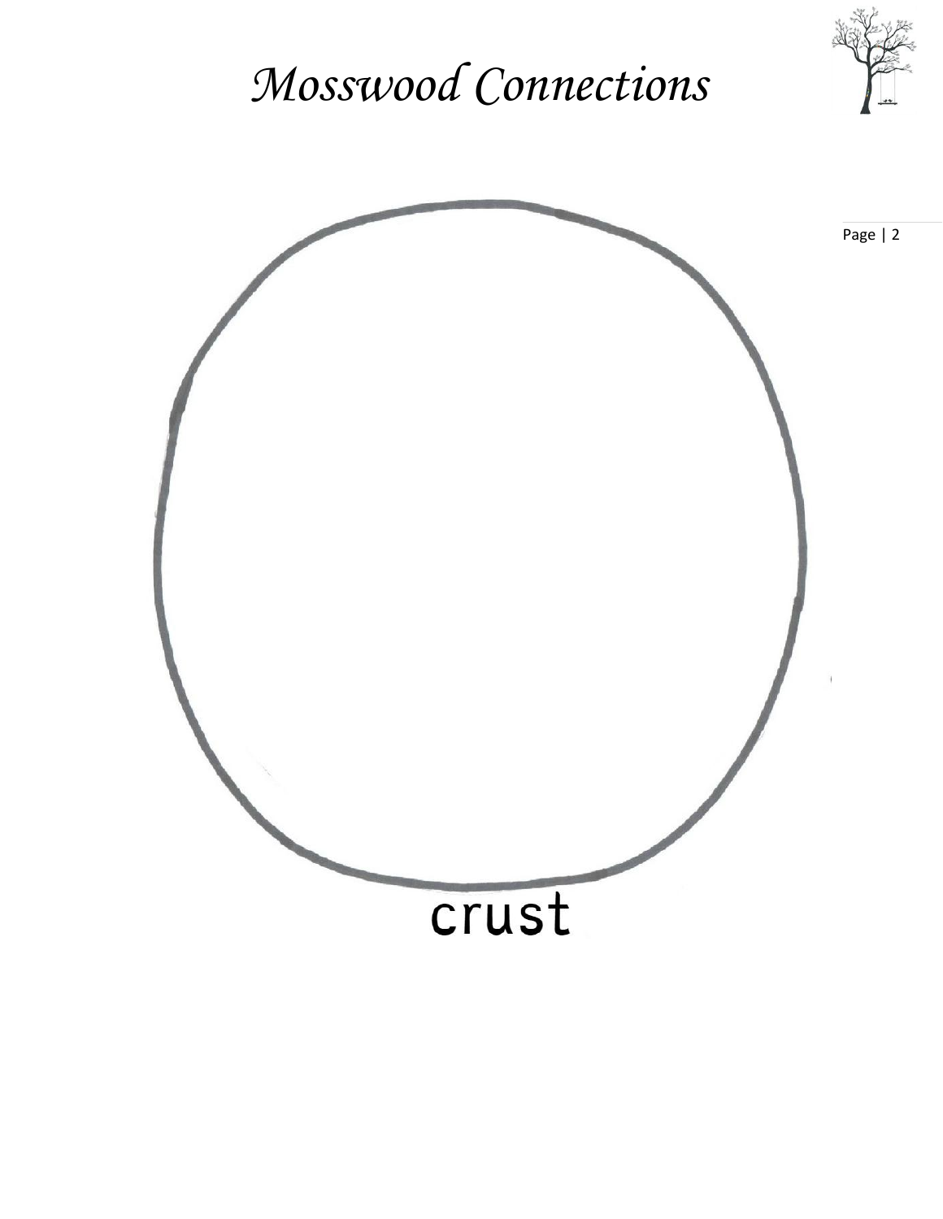crust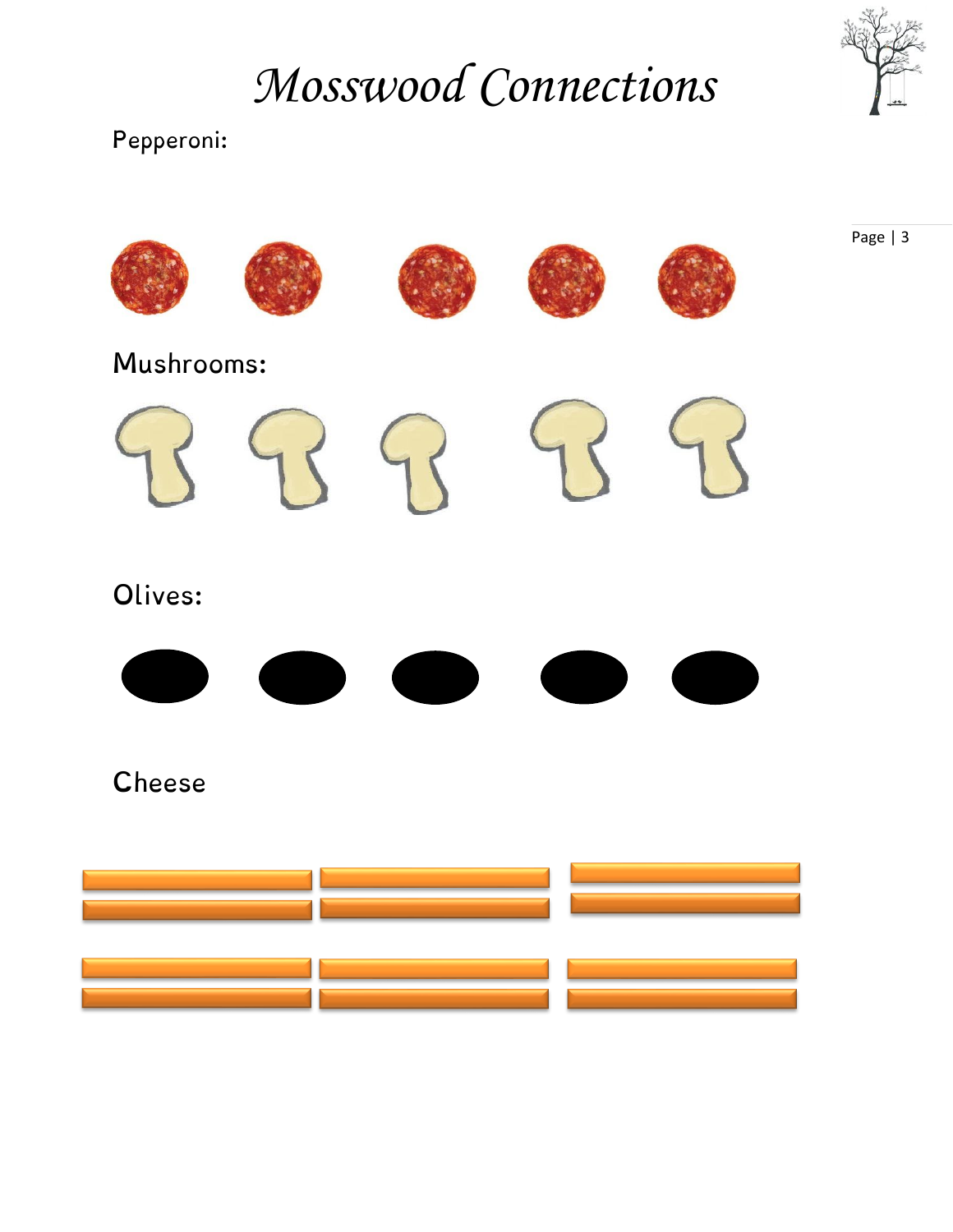Pepperoni:

Mushrooms:

Olives:

Cheese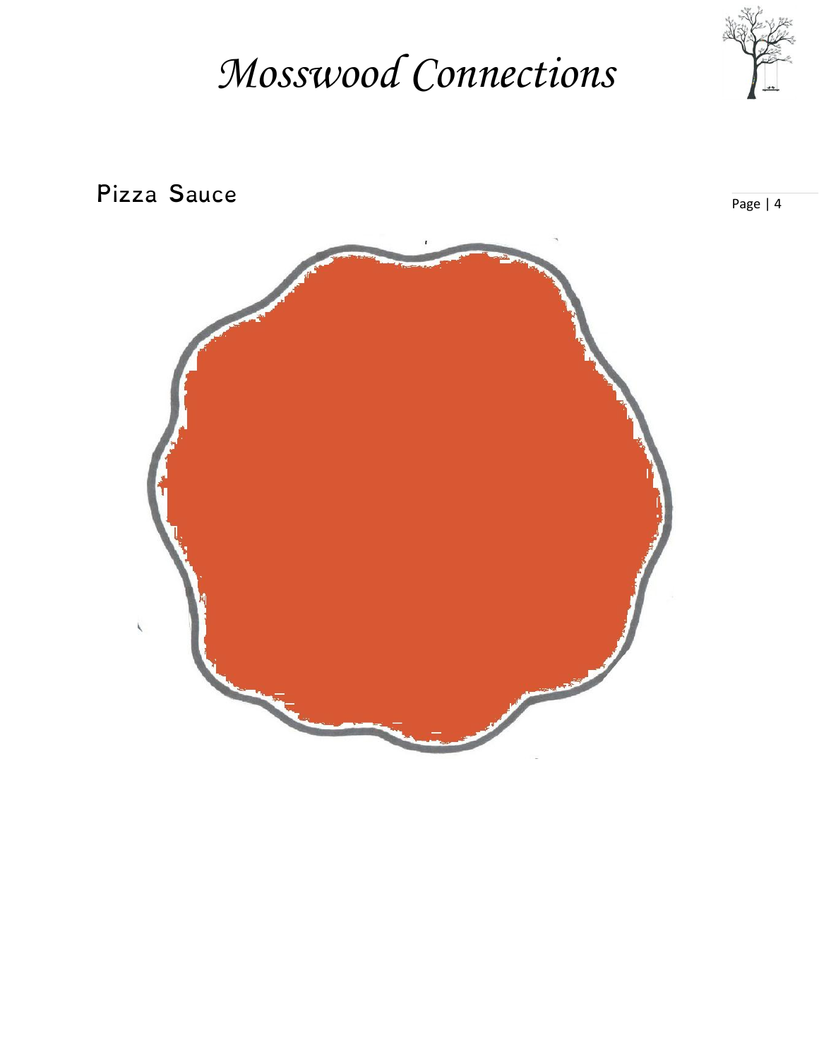## Pizza Sauce